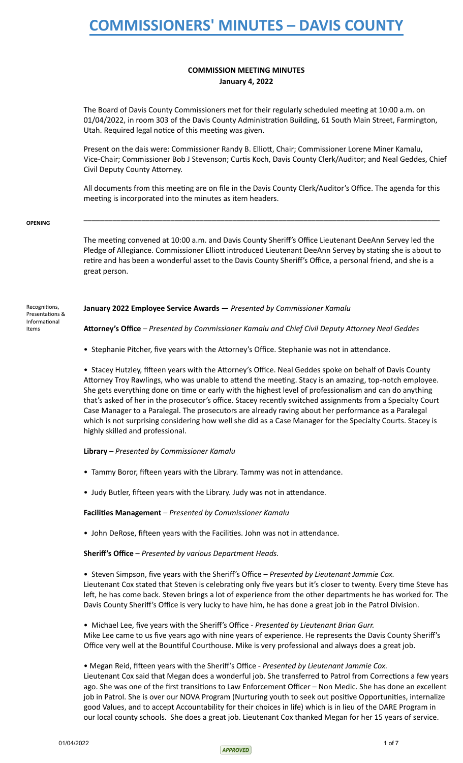**COMMISSION MEETING MINUTES**
**January 4, 2022**

The Board of Davis County Commissioners met for their regularly scheduled meeting at 10:00 a.m. on 01/04/2022, in room 303 of the Davis County Administration Building, 61 South Main Street, Farmington, Utah. Required legal notice of this meeting was given.

Present on the dais were: Commissioner Randy B. Elliott, Chair; Commissioner Lorene Miner Kamalu, Vice-Chair; Commissioner Bob J Stevenson; Curtis Koch, Davis County Clerk/Auditor; and Neal Geddes, Chief Civil Deputy County Attorney.

All documents from this meeting are on file in the Davis County Clerk/Auditor's Office. The agenda for this meeting is incorporated into the minutes as item headers.

---

**OPENING**

The meeting convened at 10:00 a.m. and Davis County Sheriff's Office Lieutenant DeeAnn Servey led the Pledge of Allegiance. Commissioner Elliott introduced Lieutenant DeeAnn Servey by stating she is about to retire and has been a wonderful asset to the Davis County Sheriff's Office, a personal friend, and she is a great person.

Recognitions, Presentations & Informational Items

**January 2022 Employee Service Awards** — *Presented by Commissioner Kamalu*

**Attorney's Office** – *Presented by Commissioner Kamalu and Chief Civil Deputy Attorney Neal Geddes*

- Stephanie Pitcher, five years with the Attorney's Office. Stephanie was not in attendance.

- Stacey Hutzley, fifteen years with the Attorney's Office. Neal Geddes spoke on behalf of Davis County Attorney Troy Rawlings, who was unable to attend the meeting. Stacy is an amazing, top-notch employee. She gets everything done on time or early with the highest level of professionalism and can do anything that's asked of her in the prosecutor's office. Stacey recently switched assignments from a Specialty Court Case Manager to a Paralegal. The prosecutors are already raving about her performance as a Paralegal which is not surprising considering how well she did as a Case Manager for the Specialty Courts. Stacey is highly skilled and professional.

**Library** – *Presented by Commissioner Kamalu*

- Tammy Boror, fifteen years with the Library. Tammy was not in attendance.

- Judy Butler, fifteen years with the Library. Judy was not in attendance.

**Facilities Management** – *Presented by Commissioner Kamalu*

- John DeRose, fifteen years with the Facilities. John was not in attendance.

**Sheriff's Office** – *Presented by various Department Heads.*

- Steven Simpson, five years with the Sheriff's Office – *Presented by Lieutenant Jammie Cox.*
Lieutenant Cox stated that Steven is celebrating only five years but it's closer to twenty. Every time Steve has left, he has come back. Steven brings a lot of experience from the other departments he has worked for. The Davis County Sheriff's Office is very lucky to have him, he has done a great job in the Patrol Division.

- Michael Lee, five years with the Sheriff's Office - *Presented by Lieutenant Brian Gurr.*
Mike Lee came to us five years ago with nine years of experience. He represents the Davis County Sheriff's Office very well at the Bountiful Courthouse. Mike is very professional and always does a great job.

- Megan Reid, fifteen years with the Sheriff's Office - *Presented by Lieutenant Jammie Cox.*
Lieutenant Cox said that Megan does a wonderful job. She transferred to Patrol from Corrections a few years ago. She was one of the first transitions to Law Enforcement Officer – Non Medic. She has done an excellent job in Patrol. She is over our NOVA Program (Nurturing youth to seek out positive Opportunities, internalize good Values, and to accept Accountability for their choices in life) which is in lieu of the DARE Program in our local county schools. She does a great job. Lieutenant Cox thanked Megan for her 15 years of service.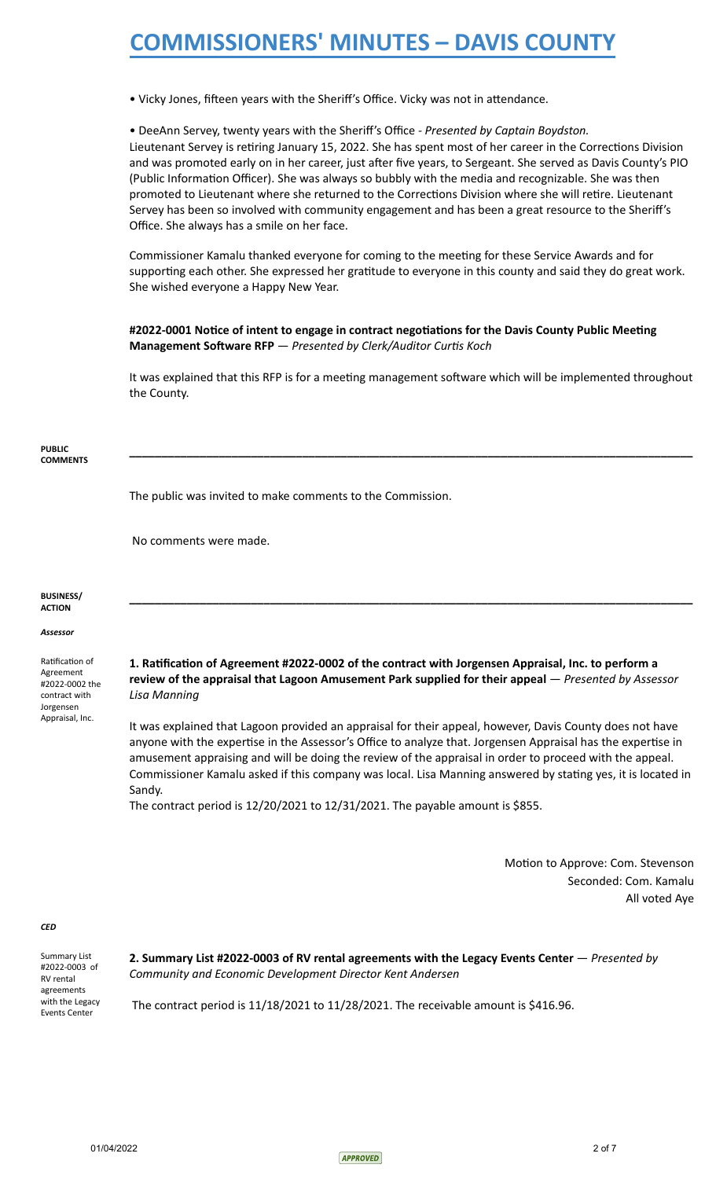• Vicky Jones, fifteen years with the Sheriff's Office. Vicky was not in attendance.

• DeeAnn Servey, twenty years with the Sheriff's Office - *Presented by Captain Boydston.*
Lieutenant Servey is retiring January 15, 2022. She has spent most of her career in the Corrections Division and was promoted early on in her career, just after five years, to Sergeant. She served as Davis County's PIO (Public Information Officer). She was always so bubbly with the media and recognizable. She was then promoted to Lieutenant where she returned to the Corrections Division where she will retire. Lieutenant Servey has been so involved with community engagement and has been a great resource to the Sheriff's Office. She always has a smile on her face.

Commissioner Kamalu thanked everyone for coming to the meeting for these Service Awards and for supporting each other. She expressed her gratitude to everyone in this county and said they do great work. She wished everyone a Happy New Year.

**#2022-0001 Notice of intent to engage in contract negotiations for the Davis County Public Meeting Management Software RFP** — *Presented by Clerk/Auditor Curtis Koch*

It was explained that this RFP is for a meeting management software which will be implemented throughout the County.

**PUBLIC COMMENTS**

---

The public was invited to make comments to the Commission.

No comments were made.

**BUSINESS/ ACTION**

---

***Assessor***

Ratification of Agreement #2022-0002 the contract with Jorgensen Appraisal, Inc.

**1. Ratification of Agreement #2022-0002 of the contract with Jorgensen Appraisal, Inc. to perform a review of the appraisal that Lagoon Amusement Park supplied for their appeal** — *Presented by Assessor Lisa Manning*

It was explained that Lagoon provided an appraisal for their appeal, however, Davis County does not have anyone with the expertise in the Assessor's Office to analyze that. Jorgensen Appraisal has the expertise in amusement appraising and will be doing the review of the appraisal in order to proceed with the appeal. Commissioner Kamalu asked if this company was local. Lisa Manning answered by stating yes, it is located in Sandy.
The contract period is 12/20/2021 to 12/31/2021. The payable amount is $855.

Motion to Approve: Com. Stevenson
Seconded: Com. Kamalu
All voted Aye

***CED***

Summary List #2022-0003 of RV rental agreements with the Legacy Events Center

**2. Summary List #2022-0003 of RV rental agreements with the Legacy Events Center** — *Presented by Community and Economic Development Director Kent Andersen*

The contract period is 11/18/2021 to 11/28/2021. The receivable amount is $416.96.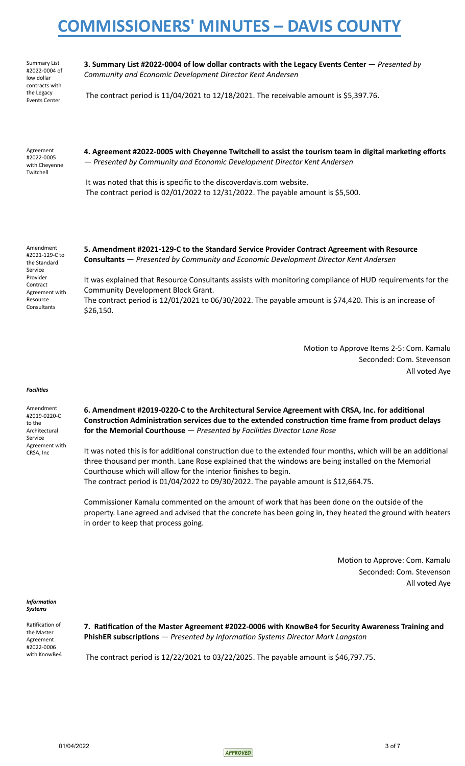Summary List #2022-0004 of low dollar contracts with the Legacy Events Center

**3. Summary List #2022-0004 of low dollar contracts with the Legacy Events Center** — *Presented by Community and Economic Development Director Kent Andersen*

The contract period is 11/04/2021 to 12/18/2021. The receivable amount is $5,397.76.

Agreement #2022-0005 with Cheyenne Twitchell

**4. Agreement #2022-0005 with Cheyenne Twitchell to assist the tourism team in digital marketing efforts** — *Presented by Community and Economic Development Director Kent Andersen*

It was noted that this is specific to the discoverdavis.com website.
The contract period is 02/01/2022 to 12/31/2022. The payable amount is $5,500.

Amendment #2021-129-C to the Standard Service Provider Contract Agreement with Resource Consultants

**5. Amendment #2021-129-C to the Standard Service Provider Contract Agreement with Resource Consultants** — *Presented by Community and Economic Development Director Kent Andersen*

It was explained that Resource Consultants assists with monitoring compliance of HUD requirements for the Community Development Block Grant.
The contract period is 12/01/2021 to 06/30/2022. The payable amount is $74,420. This is an increase of $26,150.

Motion to Approve Items 2-5: Com. Kamalu
Seconded: Com. Stevenson
All voted Aye

***Facilities***

Amendment #2019-0220-C to the Architectural Service Agreement with CRSA, Inc

**6. Amendment #2019-0220-C to the Architectural Service Agreement with CRSA, Inc. for additional Construction Administration services due to the extended construction time frame from product delays for the Memorial Courthouse** — *Presented by Facilities Director Lane Rose*

It was noted this is for additional construction due to the extended four months, which will be an additional three thousand per month. Lane Rose explained that the windows are being installed on the Memorial Courthouse which will allow for the interior finishes to begin.
The contract period is 01/04/2022 to 09/30/2022. The payable amount is $12,664.75.

Commissioner Kamalu commented on the amount of work that has been done on the outside of the property. Lane agreed and advised that the concrete has been going in, they heated the ground with heaters in order to keep that process going.

Motion to Approve: Com. Kamalu
Seconded: Com. Stevenson
All voted Aye

***Information Systems***

Ratification of the Master Agreement #2022-0006 with KnowBe4

**7. Ratification of the Master Agreement #2022-0006 with KnowBe4 for Security Awareness Training and PhishER subscriptions** — *Presented by Information Systems Director Mark Langston*

The contract period is 12/22/2021 to 03/22/2025. The payable amount is $46,797.75.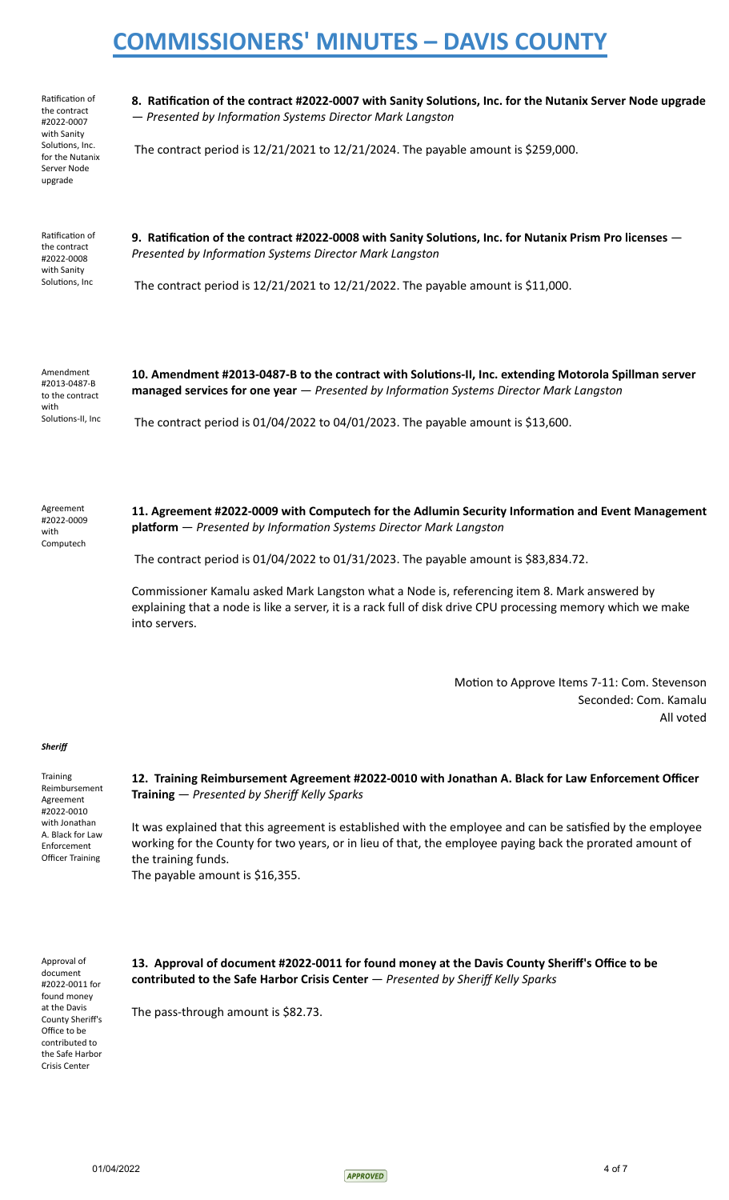Ratification of the contract #2022-0007 with Sanity Solutions, Inc. for the Nutanix Server Node upgrade

**8. Ratification of the contract #2022-0007 with Sanity Solutions, Inc. for the Nutanix Server Node upgrade** — *Presented by Information Systems Director Mark Langston*

The contract period is 12/21/2021 to 12/21/2024. The payable amount is $259,000.

Ratification of the contract #2022-0008 with Sanity Solutions, Inc

**9. Ratification of the contract #2022-0008 with Sanity Solutions, Inc. for Nutanix Prism Pro licenses** — *Presented by Information Systems Director Mark Langston*

The contract period is 12/21/2021 to 12/21/2022. The payable amount is $11,000.

Amendment #2013-0487-B to the contract with Solutions-II, Inc

**10. Amendment #2013-0487-B to the contract with Solutions-II, Inc. extending Motorola Spillman server managed services for one year** — *Presented by Information Systems Director Mark Langston*

The contract period is 01/04/2022 to 04/01/2023. The payable amount is $13,600.

Agreement #2022-0009 with Computech

**11. Agreement #2022-0009 with Computech for the Adlumin Security Information and Event Management platform** — *Presented by Information Systems Director Mark Langston*

The contract period is 01/04/2022 to 01/31/2023. The payable amount is $83,834.72.

Commissioner Kamalu asked Mark Langston what a Node is, referencing item 8. Mark answered by explaining that a node is like a server, it is a rack full of disk drive CPU processing memory which we make into servers.

Motion to Approve Items 7-11: Com. Stevenson
Seconded: Com. Kamalu
All voted

***Sheriff***

Training Reimbursement Agreement #2022-0010 with Jonathan A. Black for Law Enforcement Officer Training

**12. Training Reimbursement Agreement #2022-0010 with Jonathan A. Black for Law Enforcement Officer Training** — *Presented by Sheriff Kelly Sparks*

It was explained that this agreement is established with the employee and can be satisfied by the employee working for the County for two years, or in lieu of that, the employee paying back the prorated amount of the training funds.
The payable amount is $16,355.

Approval of document #2022-0011 for found money at the Davis County Sheriff's Office to be contributed to the Safe Harbor Crisis Center

**13. Approval of document #2022-0011 for found money at the Davis County Sheriff's Office to be contributed to the Safe Harbor Crisis Center** — *Presented by Sheriff Kelly Sparks*

The pass-through amount is $82.73.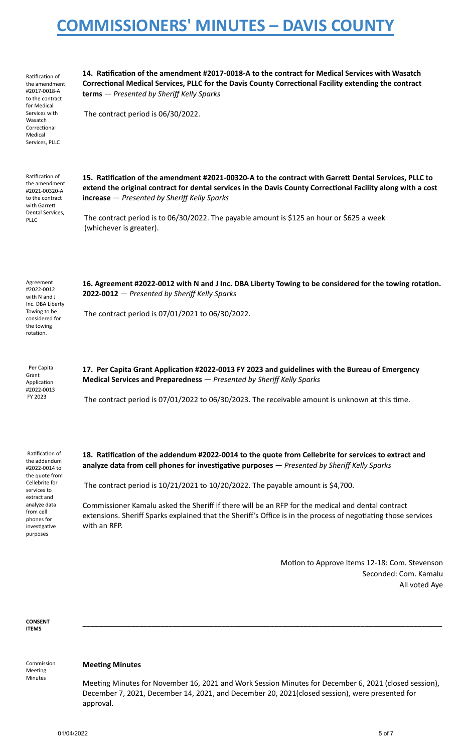Ratification of the amendment #2017-0018-A to the contract for Medical Services with Wasatch Correctional Medical Services, PLLC

**14. Ratification of the amendment #2017-0018-A to the contract for Medical Services with Wasatch Correctional Medical Services, PLLC for the Davis County Correctional Facility extending the contract terms** — *Presented by Sheriff Kelly Sparks*

The contract period is 06/30/2022.

Ratification of the amendment #2021-00320-A to the contract with Garrett Dental Services, PLLC

**15. Ratification of the amendment #2021-00320-A to the contract with Garrett Dental Services, PLLC to extend the original contract for dental services in the Davis County Correctional Facility along with a cost increase** — *Presented by Sheriff Kelly Sparks*

The contract period is to 06/30/2022. The payable amount is $125 an hour or $625 a week (whichever is greater).

Agreement #2022-0012 with N and J Inc. DBA Liberty Towing to be considered for the towing rotation.

**16. Agreement #2022-0012 with N and J Inc. DBA Liberty Towing to be considered for the towing rotation. 2022-0012** — *Presented by Sheriff Kelly Sparks*

The contract period is 07/01/2021 to 06/30/2022.

Per Capita Grant Application #2022-0013 FY 2023

**17. Per Capita Grant Application #2022-0013 FY 2023 and guidelines with the Bureau of Emergency Medical Services and Preparedness** — *Presented by Sheriff Kelly Sparks*

The contract period is 07/01/2022 to 06/30/2023. The receivable amount is unknown at this time.

Ratification of the addendum #2022-0014 to the quote from Cellebrite for services to extract and analyze data from cell phones for investigative purposes

**18. Ratification of the addendum #2022-0014 to the quote from Cellebrite for services to extract and analyze data from cell phones for investigative purposes** — *Presented by Sheriff Kelly Sparks*

The contract period is 10/21/2021 to 10/20/2022. The payable amount is $4,700.

Commissioner Kamalu asked the Sheriff if there will be an RFP for the medical and dental contract extensions. Sheriff Sparks explained that the Sheriff's Office is in the process of negotiating those services with an RFP.

Motion to Approve Items 12-18: Com. Stevenson
Seconded: Com. Kamalu
All voted Aye

**CONSENT ITEMS**

---

Commission Meeting Minutes

**Meeting Minutes**

Meeting Minutes for November 16, 2021 and Work Session Minutes for December 6, 2021 (closed session), December 7, 2021, December 14, 2021, and December 20, 2021(closed session), were presented for approval.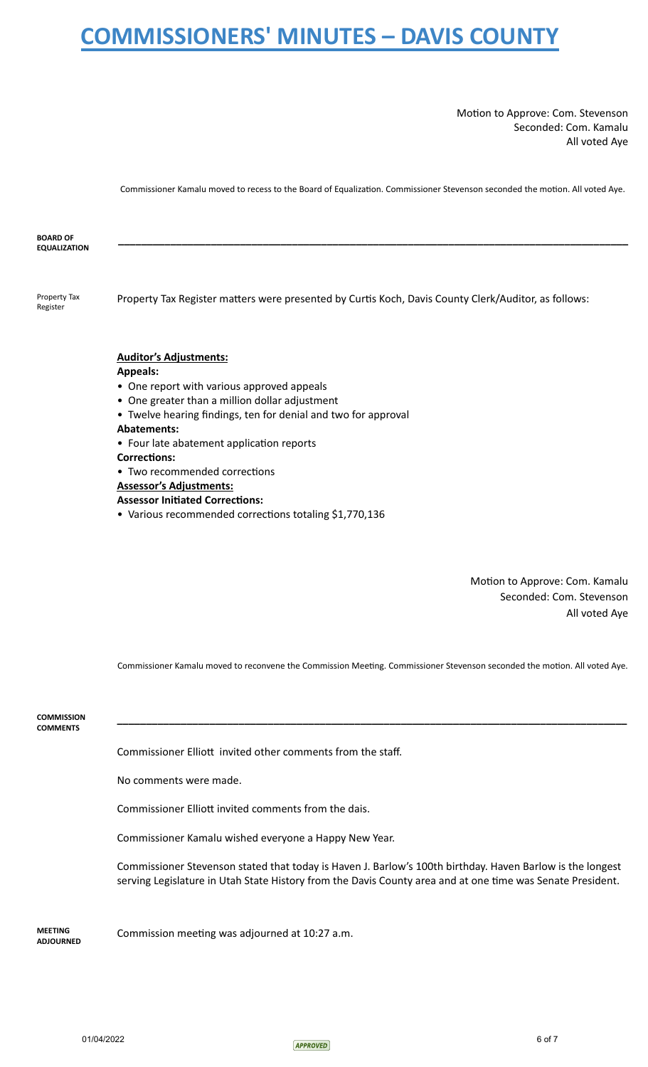Motion to Approve: Com. Stevenson
Seconded: Com. Kamalu
All voted Aye

Commissioner Kamalu moved to recess to the Board of Equalization. Commissioner Stevenson seconded the motion. All voted Aye.

**BOARD OF EQUALIZATION**

---

Property Tax Register

Property Tax Register matters were presented by Curtis Koch, Davis County Clerk/Auditor, as follows:

**Auditor's Adjustments:**

**Appeals:**

- One report with various approved appeals
- One greater than a million dollar adjustment
- Twelve hearing findings, ten for denial and two for approval

**Abatements:**

- Four late abatement application reports

**Corrections:**

- Two recommended corrections

**Assessor's Adjustments:**

**Assessor Initiated Corrections:**

- Various recommended corrections totaling $1,770,136

Motion to Approve: Com. Kamalu
Seconded: Com. Stevenson
All voted Aye

Commissioner Kamalu moved to reconvene the Commission Meeting. Commissioner Stevenson seconded the motion. All voted Aye.

**COMMISSION COMMENTS**

---

Commissioner Elliott invited other comments from the staff.

No comments were made.

Commissioner Elliott invited comments from the dais.

Commissioner Kamalu wished everyone a Happy New Year.

Commissioner Stevenson stated that today is Haven J. Barlow's 100th birthday. Haven Barlow is the longest serving Legislature in Utah State History from the Davis County area and at one time was Senate President.

**MEETING ADJOURNED**

Commission meeting was adjourned at 10:27 a.m.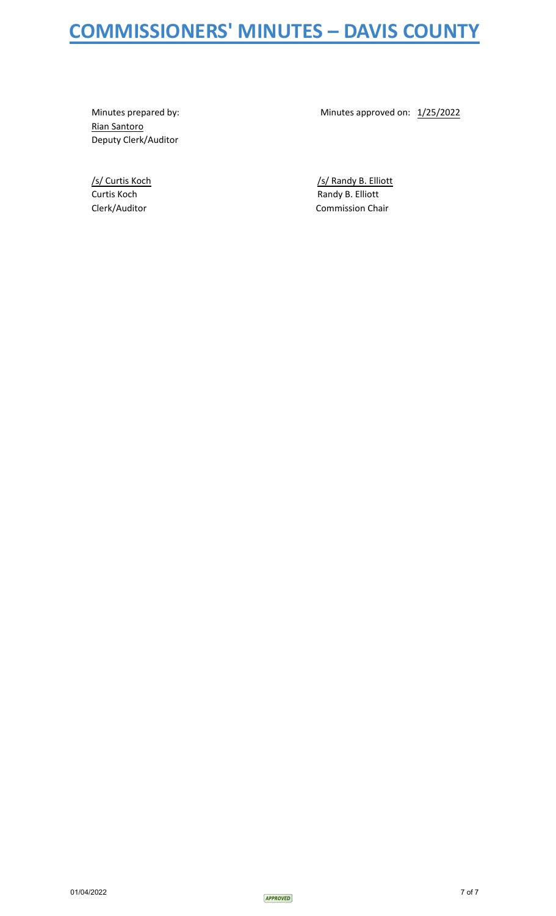Minutes prepared by: Rian Santoro, Deputy Clerk/Auditor

Minutes approved on: 1/25/2022

/s/ Curtis Koch
Curtis Koch
Clerk/Auditor

/s/ Randy B. Elliott
Randy B. Elliott
Commission Chair